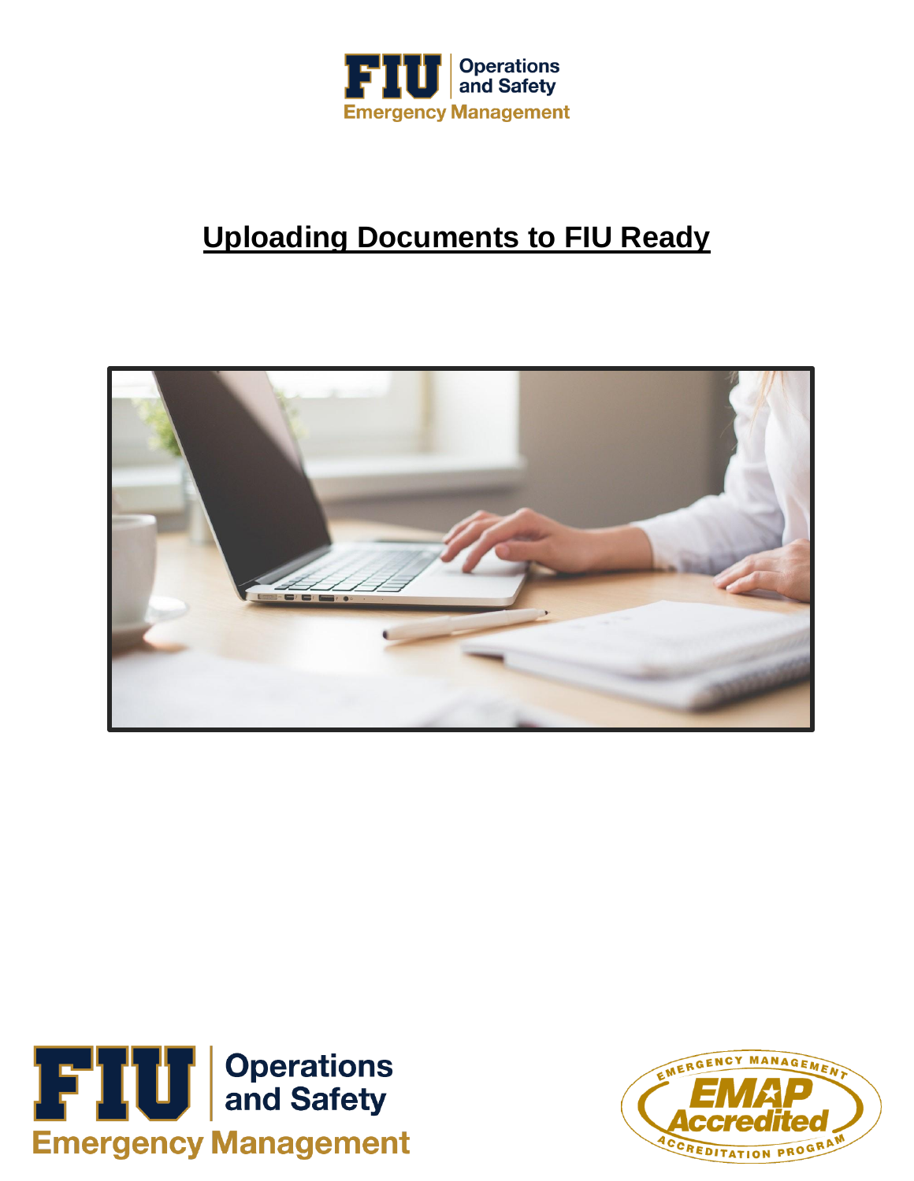# Uploading Documents to FIU Ready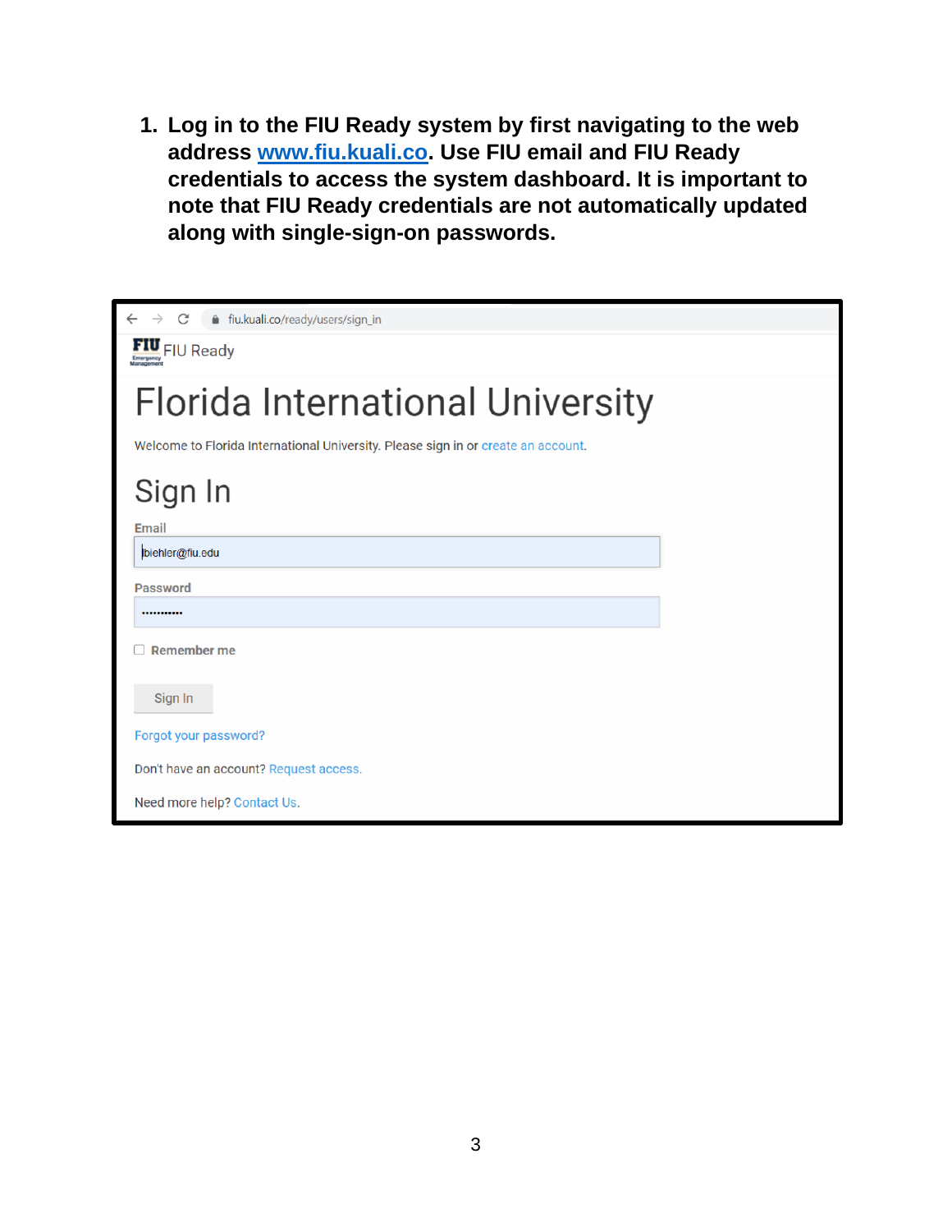1. **Log in to the FIU Ready system by first navigating to the web address [www.fiu.kuali.co](www.fiu.kuali.co). Use FIU email and FIU Ready credentials to access the system dashboard. It is important to note that FIU Ready credentials are not automatically updated along with single-sign-on passwords.**

fiu.kuali.co/ready/users/sign_in

FIU Ready

# Florida International University

Welcome to Florida International University. Please sign in or create an account.

## Sign In

Email

biehler@fiu.edu

Password

•••••••••••

Remember me

Sign In

Forgot your password?

Don't have an account? Request access.

Need more help? Contact Us.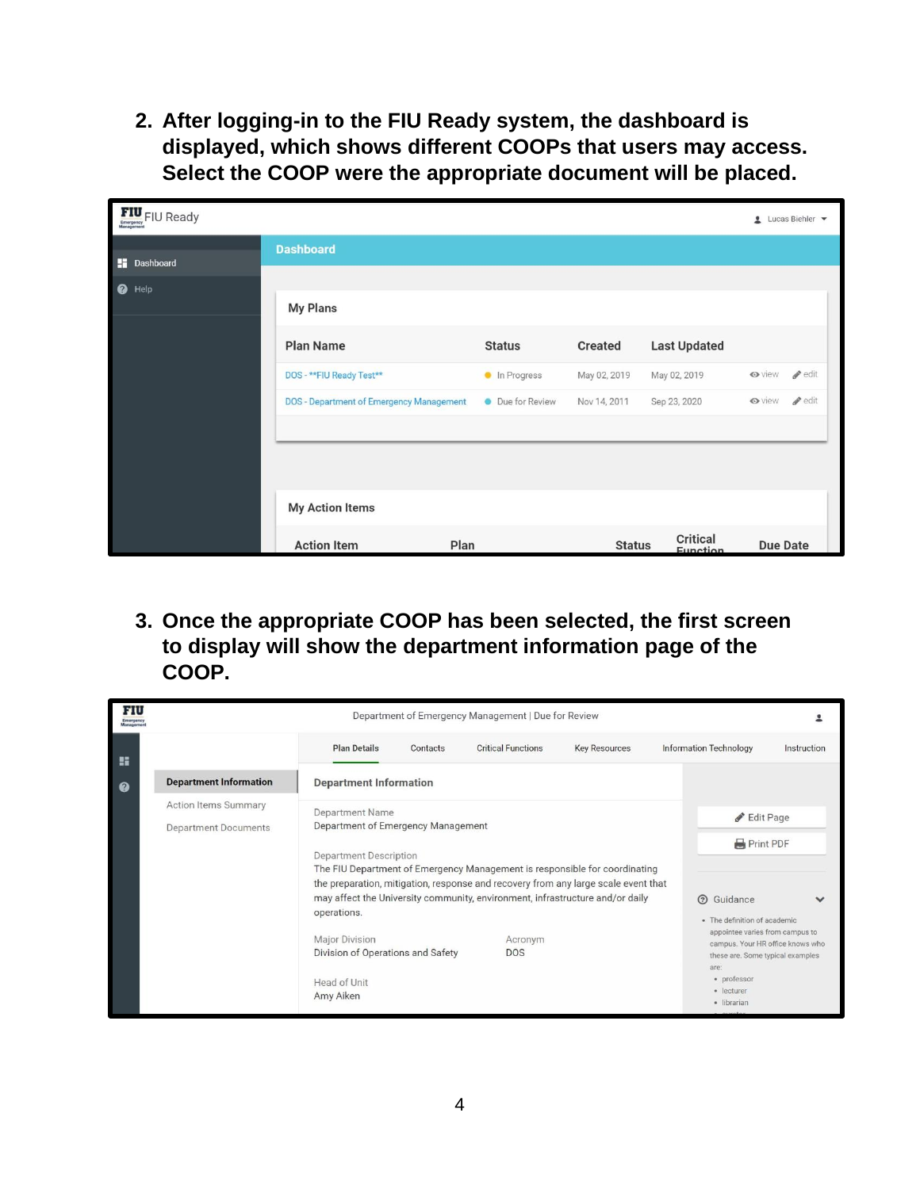2. **After logging-in to the FIU Ready system, the dashboard is displayed, which shows different COOPs that users may access. Select the COOP were the appropriate document will be placed.**

3. **Once the appropriate COOP has been selected, the first screen to display will show the department information page of the COOP.**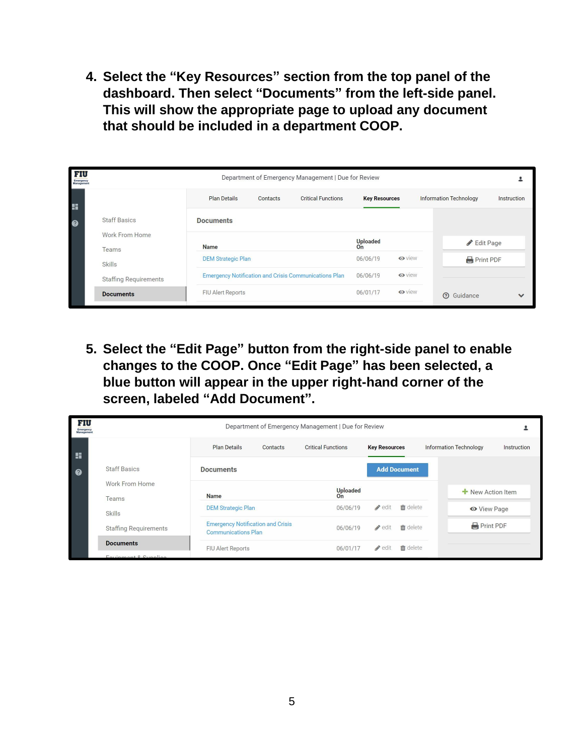4. **Select the "Key Resources" section from the top panel of the dashboard. Then select "Documents" from the left-side panel. This will show the appropriate page to upload any document that should be included in a department COOP.**

5. **Select the "Edit Page" button from the right-side panel to enable changes to the COOP. Once "Edit Page" has been selected, a blue button will appear in the upper right-hand corner of the screen, labeled "Add Document".**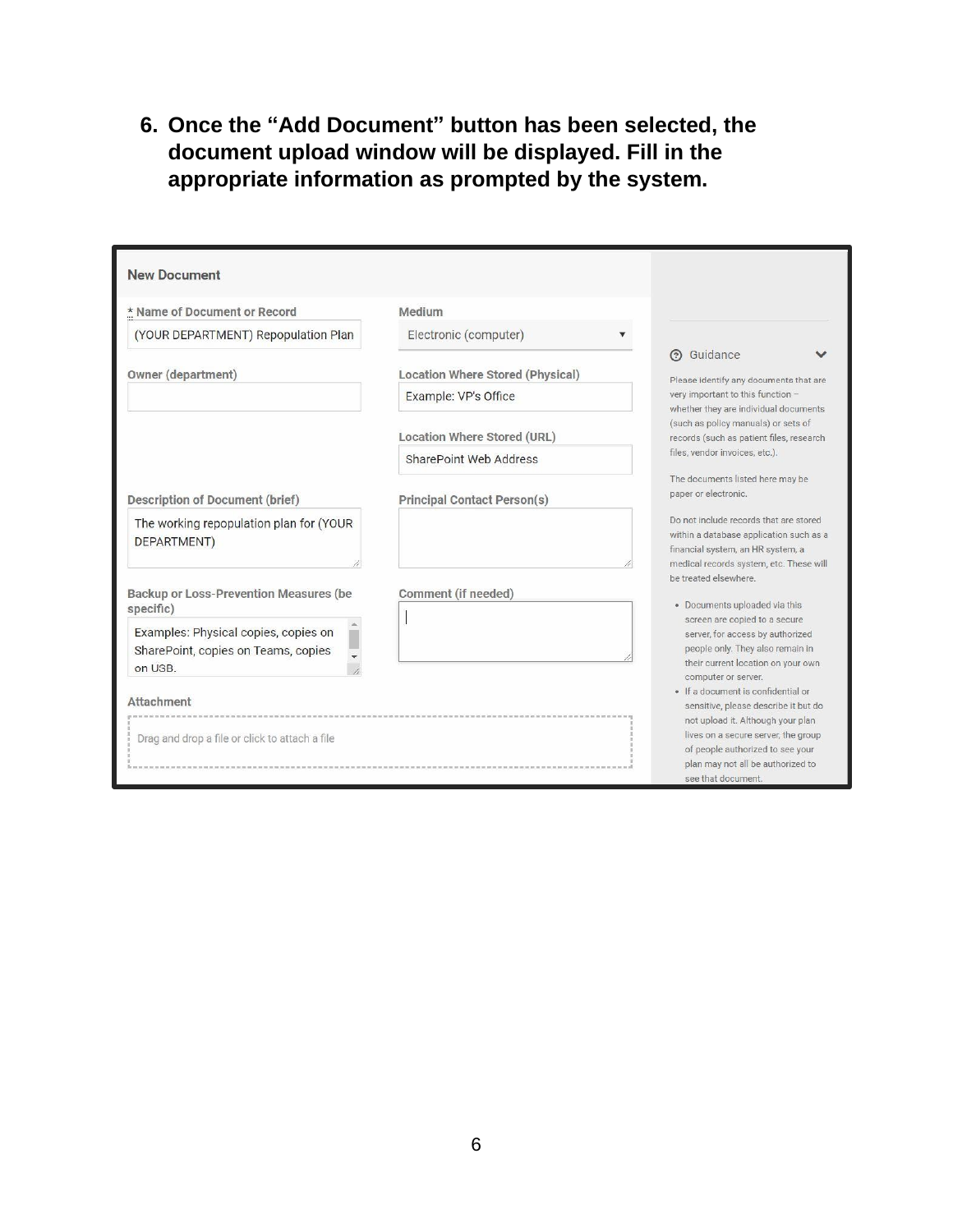6. **Once the "Add Document" button has been selected, the document upload window will be displayed. Fill in the appropriate information as prompted by the system.**

**New Document**

**\* Name of Document or Record**
(YOUR DEPARTMENT) Repopulation Plan

**Medium**
Electronic (computer)

**Owner (department)**

**Location Where Stored (Physical)**
Example: VP's Office

**Location Where Stored (URL)**
SharePoint Web Address

**Description of Document (brief)**
The working repopulation plan for (YOUR DEPARTMENT)

**Principal Contact Person(s)**

**Backup or Loss-Prevention Measures (be specific)**
Examples: Physical copies, copies on SharePoint, copies on Teams, copies on USB.

**Comment (if needed)**

**Attachment**
Drag and drop a file or click to attach a file

**Guidance**

Please identify any documents that are very important to this function – whether they are individual documents (such as policy manuals) or sets of records (such as patient files, research files, vendor invoices, etc.).

The documents listed here may be paper or electronic.

Do not include records that are stored within a database application such as a financial system, an HR system, a medical records system, etc. These will be treated elsewhere.

- Documents uploaded via this screen are copied to a secure server, for access by authorized people only. They also remain in their current location on your own computer or server.
- If a document is confidential or sensitive, please describe it but do not upload it. Although your plan lives on a secure server, the group of people authorized to see your plan may not all be authorized to see that document.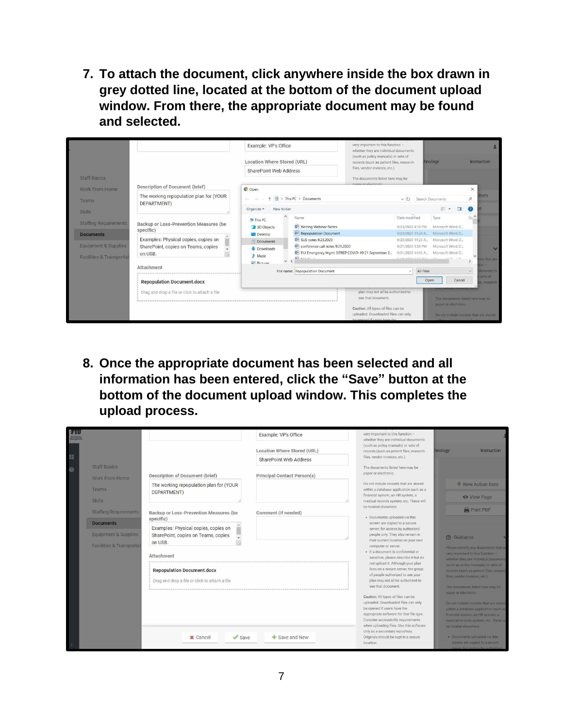7. **To attach the document, click anywhere inside the box drawn in grey dotted line, located at the bottom of the document upload window. From there, the appropriate document may be found and selected.**

8. **Once the appropriate document has been selected and all information has been entered, click the "Save" button at the bottom of the document upload window. This completes the upload process.**